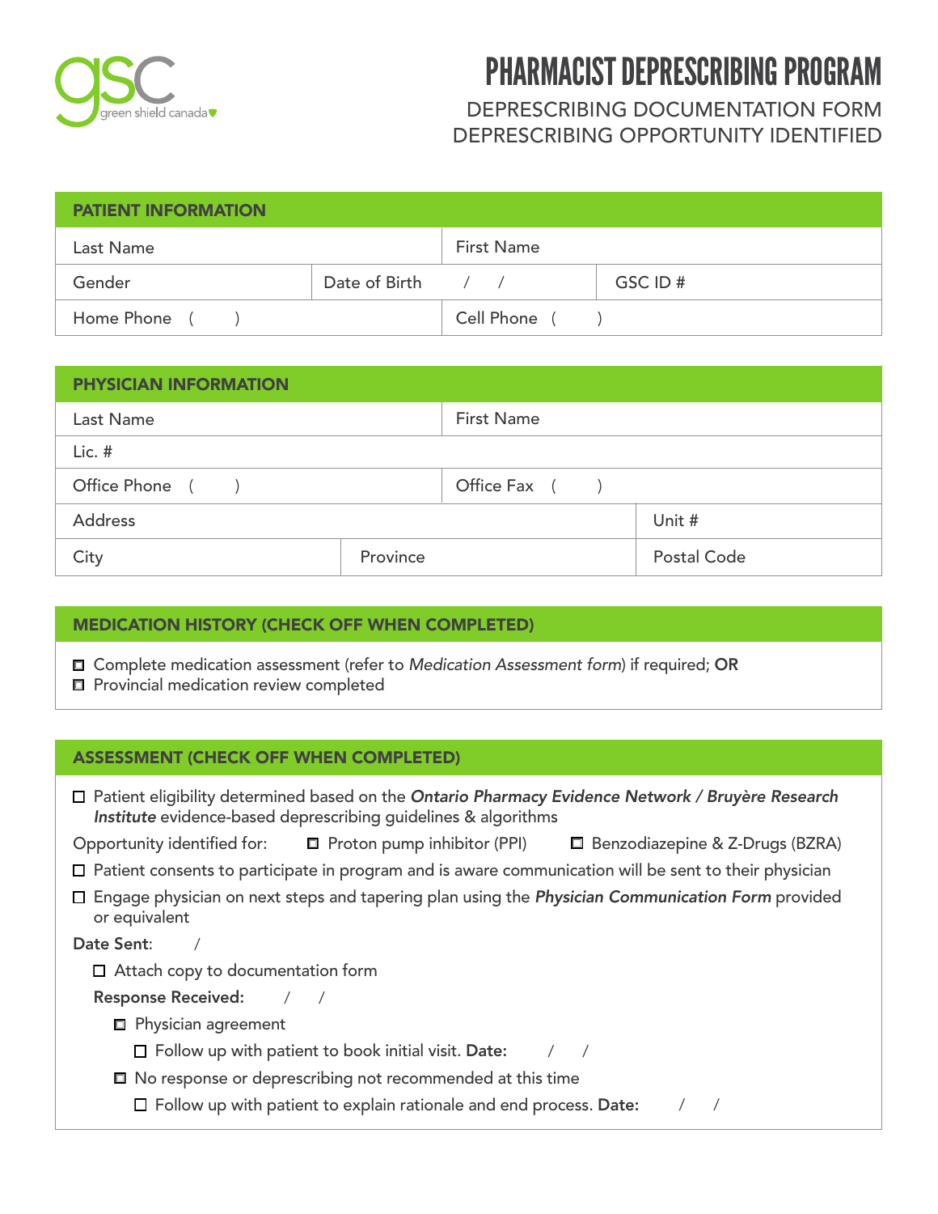gsc green shield canada

# PHARMACIST DEPRESCRIBING PROGRAM

## DEPRESCRIBING DOCUMENTATION FORM
## DEPRESCRIBING OPPORTUNITY IDENTIFIED

| PATIENT INFORMATION | | |
|---|---|---|
| Last Name | First Name | |
| Gender | Date of Birth / / | GSC ID # |
| Home Phone ( ) | Cell Phone ( ) | |

| PHYSICIAN INFORMATION | | |
|---|---|---|
| Last Name | First Name | |
| Lic. # | | |
| Office Phone ( ) | Office Fax ( ) | |
| Address | | Unit # |
| City | Province | Postal Code |

### MEDICATION HISTORY (CHECK OFF WHEN COMPLETED)

- ☐ Complete medication assessment (refer to *Medication Assessment form*) if required; **OR**
- ☐ Provincial medication review completed

### ASSESSMENT (CHECK OFF WHEN COMPLETED)

- ☐ Patient eligibility determined based on the ***Ontario Pharmacy Evidence Network / Bruyère Research Institute*** evidence-based deprescribing guidelines & algorithms

Opportunity identified for: ☐ Proton pump inhibitor (PPI) ☐ Benzodiazepine & Z-Drugs (BZRA)

- ☐ Patient consents to participate in program and is aware communication will be sent to their physician
- ☐ Engage physician on next steps and tapering plan using the ***Physician Communication Form*** provided or equivalent

**Date Sent**: /

- ☐ Attach copy to documentation form

**Response Received:** / /

- ☐ Physician agreement
  - ☐ Follow up with patient to book initial visit. **Date:** / /
- ☐ No response or deprescribing not recommended at this time
  - ☐ Follow up with patient to explain rationale and end process. **Date:** / /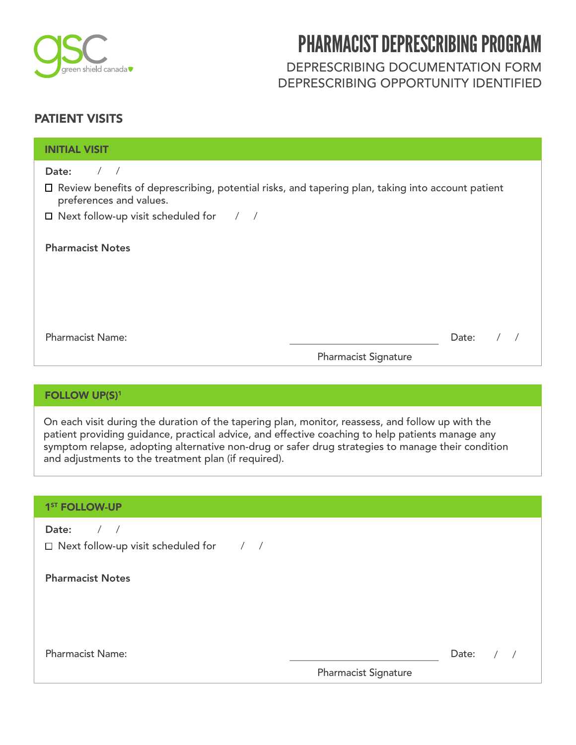gsc green shield canada

# PHARMACIST DEPRESCRIBING PROGRAM

DEPRESCRIBING DOCUMENTATION FORM
DEPRESCRIBING OPPORTUNITY IDENTIFIED

## PATIENT VISITS

### INITIAL VISIT

**Date:** / /

- ☐ Review benefits of deprescribing, potential risks, and tapering plan, taking into account patient preferences and values.
- ☐ Next follow-up visit scheduled for / /

**Pharmacist Notes**

Pharmacist Name:

Pharmacist Signature

Date: / /

### FOLLOW UP(S)[1]

On each visit during the duration of the tapering plan, monitor, reassess, and follow up with the patient providing guidance, practical advice, and effective coaching to help patients manage any symptom relapse, adopting alternative non-drug or safer drug strategies to manage their condition and adjustments to the treatment plan (if required).

### 1ST FOLLOW-UP

**Date:** / /

- ☐ Next follow-up visit scheduled for / /

**Pharmacist Notes**

Pharmacist Name:

Pharmacist Signature

Date: / /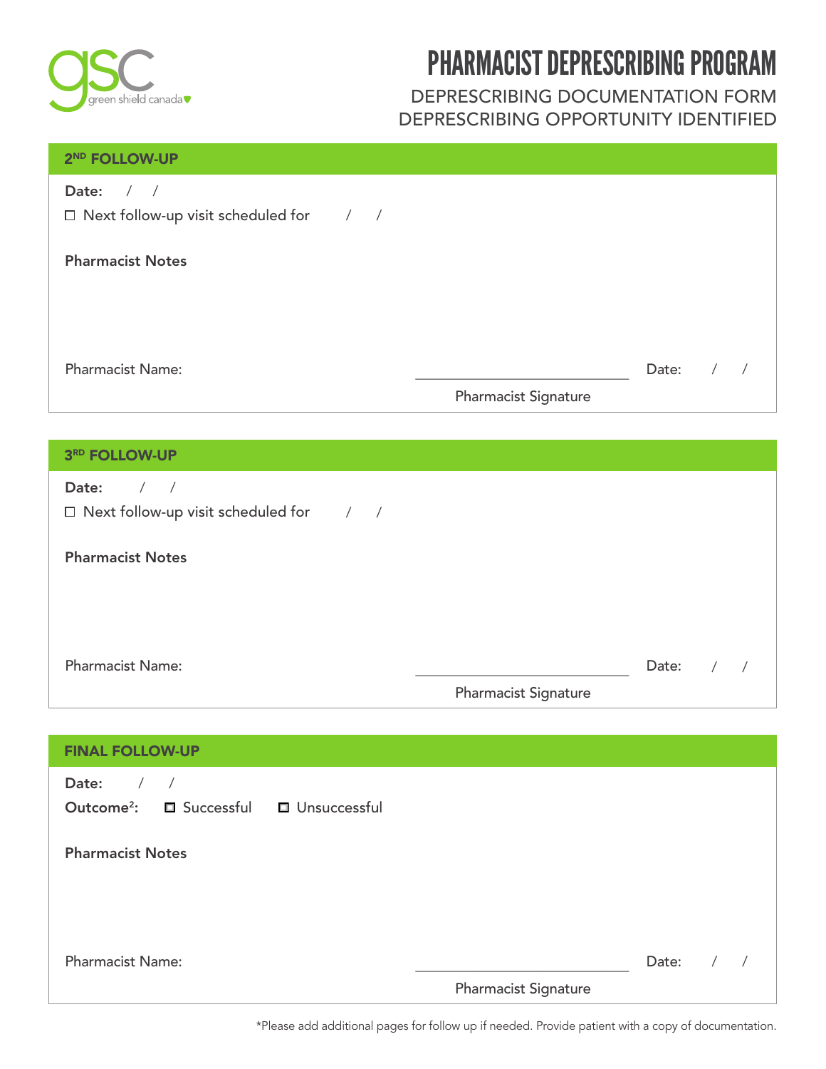gsc green shield canada

# PHARMACIST DEPRESCRIBING PROGRAM

## DEPRESCRIBING DOCUMENTATION FORM
## DEPRESCRIBING OPPORTUNITY IDENTIFIED

### 2ND FOLLOW-UP

**Date:** / /

☐ Next follow-up visit scheduled for / /

**Pharmacist Notes**

Pharmacist Name: ______________________ Date: / /

Pharmacist Signature

### 3RD FOLLOW-UP

**Date:** / /

☐ Next follow-up visit scheduled for / /

**Pharmacist Notes**

Pharmacist Name: ______________________ Date: / /

Pharmacist Signature

### FINAL FOLLOW-UP

**Date:** / /

**Outcome[2]:** ☐ Successful ☐ Unsuccessful

**Pharmacist Notes**

Pharmacist Name: ______________________ Date: / /

Pharmacist Signature

*Please add additional pages for follow up if needed. Provide patient with a copy of documentation.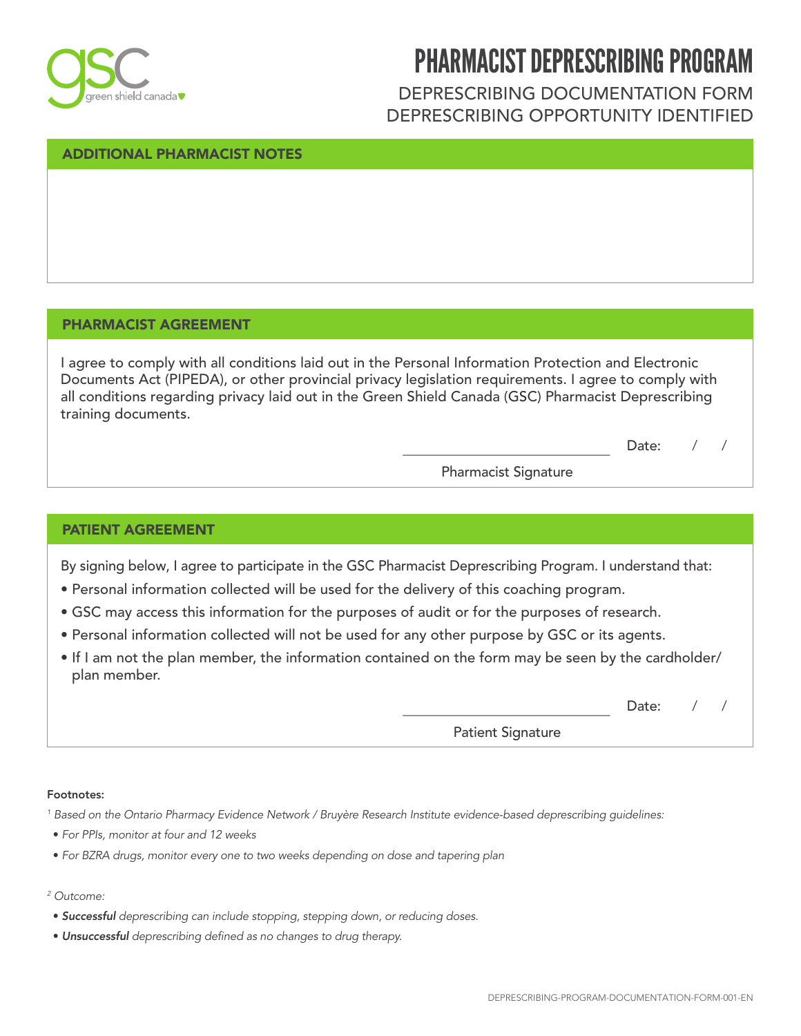# PHARMACIST DEPRESCRIBING PROGRAM

DEPRESCRIBING DOCUMENTATION FORM
DEPRESCRIBING OPPORTUNITY IDENTIFIED

## ADDITIONAL PHARMACIST NOTES

## PHARMACIST AGREEMENT

I agree to comply with all conditions laid out in the Personal Information Protection and Electronic Documents Act (PIPEDA), or other provincial privacy legislation requirements. I agree to comply with all conditions regarding privacy laid out in the Green Shield Canada (GSC) Pharmacist Deprescribing training documents.

______________________________ Date: / /

Pharmacist Signature

## PATIENT AGREEMENT

By signing below, I agree to participate in the GSC Pharmacist Deprescribing Program. I understand that:

- Personal information collected will be used for the delivery of this coaching program.
- GSC may access this information for the purposes of audit or for the purposes of research.
- Personal information collected will not be used for any other purpose by GSC or its agents.
- If I am not the plan member, the information contained on the form may be seen by the cardholder/ plan member.

______________________________ Date: / /

Patient Signature

**Footnotes:**

[1] *Based on the Ontario Pharmacy Evidence Network / Bruyère Research Institute evidence-based deprescribing guidelines:*

- *For PPIs, monitor at four and 12 weeks*
- *For BZRA drugs, monitor every one to two weeks depending on dose and tapering plan*

[2] *Outcome:*

- ***Successful** deprescribing can include stopping, stepping down, or reducing doses.*
- ***Unsuccessful** deprescribing defined as no changes to drug therapy.*

DEPRESCRIBING-PROGRAM-DOCUMENTATION-FORM-001-EN